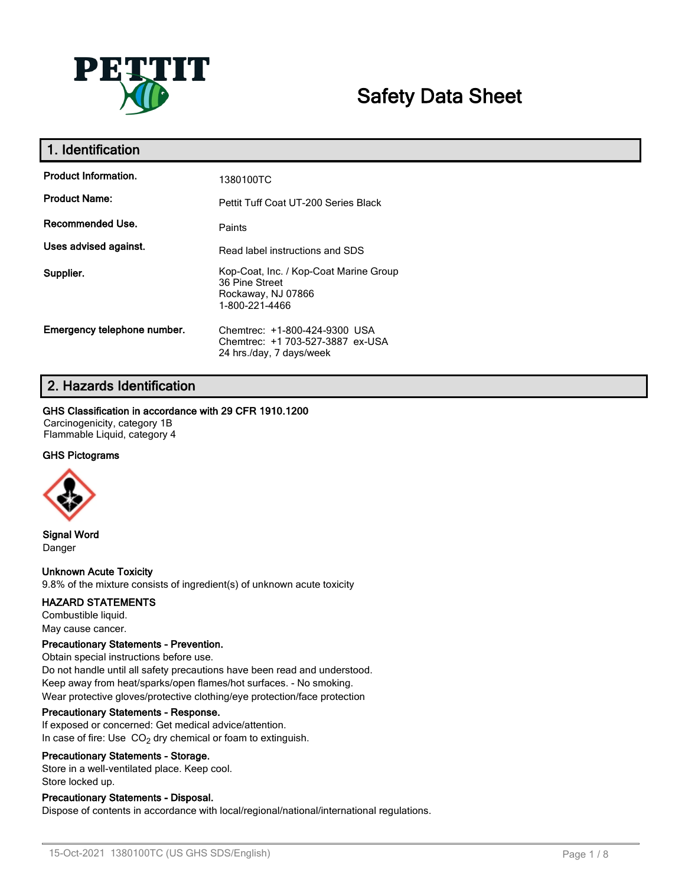# Safety Data Sheet

## 1. Identification

| | |
|---|---|
| **Product Information.** | 1380100TC |
| **Product Name:** | Pettit Tuff Coat UT-200 Series Black |
| **Recommended Use.** | Paints |
| **Uses advised against.** | Read label instructions and SDS |
| **Supplier.** | Kop-Coat, Inc. / Kop-Coat Marine Group<br>36 Pine Street<br>Rockaway, NJ 07866<br>1-800-221-4466 |
| **Emergency telephone number.** | Chemtrec: +1-800-424-9300 USA<br>Chemtrec: +1 703-527-3887 ex-USA<br>24 hrs./day, 7 days/week |

## 2. Hazards Identification

**GHS Classification in accordance with 29 CFR 1910.1200**

Carcinogenicity, category 1B
Flammable Liquid, category 4

**GHS Pictograms**

**Signal Word**

Danger

**Unknown Acute Toxicity**

9.8% of the mixture consists of ingredient(s) of unknown acute toxicity

**HAZARD STATEMENTS**

Combustible liquid.
May cause cancer.

**Precautionary Statements - Prevention.**

Obtain special instructions before use.
Do not handle until all safety precautions have been read and understood.
Keep away from heat/sparks/open flames/hot surfaces. - No smoking.
Wear protective gloves/protective clothing/eye protection/face protection

**Precautionary Statements - Response.**

If exposed or concerned: Get medical advice/attention.
In case of fire: Use $CO_2$ dry chemical or foam to extinguish.

**Precautionary Statements - Storage.**

Store in a well-ventilated place. Keep cool.
Store locked up.

**Precautionary Statements - Disposal.**

Dispose of contents in accordance with local/regional/national/international regulations.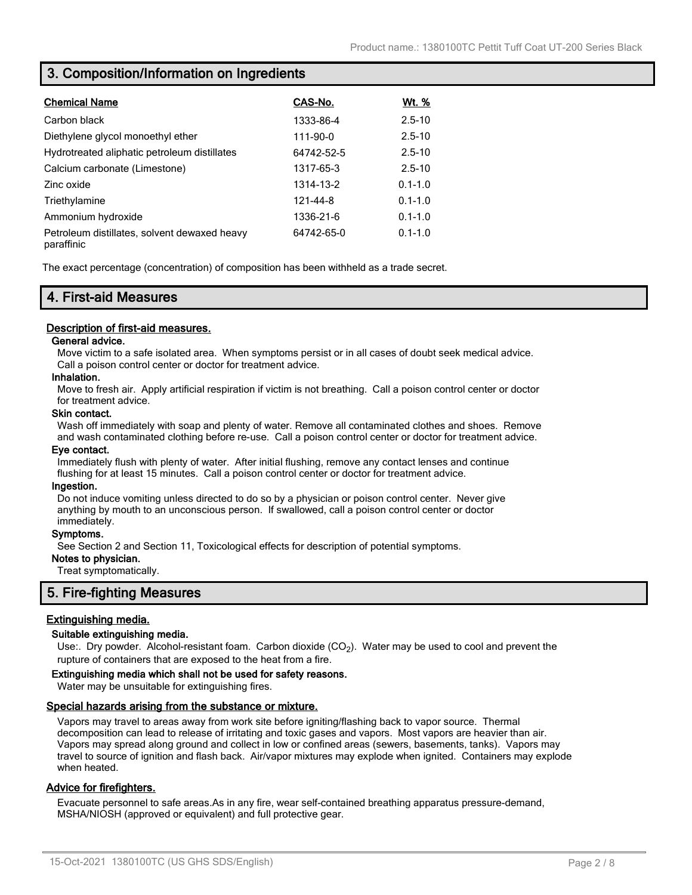## 3. Composition/Information on Ingredients

| Chemical Name | CAS-No. | Wt. % |
|---|---|---|
| Carbon black | 1333-86-4 | 2.5-10 |
| Diethylene glycol monoethyl ether | 111-90-0 | 2.5-10 |
| Hydrotreated aliphatic petroleum distillates | 64742-52-5 | 2.5-10 |
| Calcium carbonate (Limestone) | 1317-65-3 | 2.5-10 |
| Zinc oxide | 1314-13-2 | 0.1-1.0 |
| Triethylamine | 121-44-8 | 0.1-1.0 |
| Ammonium hydroxide | 1336-21-6 | 0.1-1.0 |
| Petroleum distillates, solvent dewaxed heavy paraffinic | 64742-65-0 | 0.1-1.0 |

The exact percentage (concentration) of composition has been withheld as a trade secret.

## 4. First-aid Measures

### Description of first-aid measures.

**General advice.**

Move victim to a safe isolated area. When symptoms persist or in all cases of doubt seek medical advice. Call a poison control center or doctor for treatment advice.

**Inhalation.**

Move to fresh air. Apply artificial respiration if victim is not breathing. Call a poison control center or doctor for treatment advice.

**Skin contact.**

Wash off immediately with soap and plenty of water. Remove all contaminated clothes and shoes. Remove and wash contaminated clothing before re-use. Call a poison control center or doctor for treatment advice.

**Eye contact.**

Immediately flush with plenty of water. After initial flushing, remove any contact lenses and continue flushing for at least 15 minutes. Call a poison control center or doctor for treatment advice.

**Ingestion.**

Do not induce vomiting unless directed to do so by a physician or poison control center. Never give anything by mouth to an unconscious person. If swallowed, call a poison control center or doctor immediately.

**Symptoms.**

See Section 2 and Section 11, Toxicological effects for description of potential symptoms.

**Notes to physician.**

Treat symptomatically.

## 5. Fire-fighting Measures

### Extinguishing media.

**Suitable extinguishing media.**

Use:. Dry powder. Alcohol-resistant foam. Carbon dioxide ($CO_2$). Water may be used to cool and prevent the rupture of containers that are exposed to the heat from a fire.

**Extinguishing media which shall not be used for safety reasons.**

Water may be unsuitable for extinguishing fires.

### Special hazards arising from the substance or mixture.

Vapors may travel to areas away from work site before igniting/flashing back to vapor source. Thermal decomposition can lead to release of irritating and toxic gases and vapors. Most vapors are heavier than air. Vapors may spread along ground and collect in low or confined areas (sewers, basements, tanks). Vapors may travel to source of ignition and flash back. Air/vapor mixtures may explode when ignited. Containers may explode when heated.

### Advice for firefighters.

Evacuate personnel to safe areas.As in any fire, wear self-contained breathing apparatus pressure-demand, MSHA/NIOSH (approved or equivalent) and full protective gear.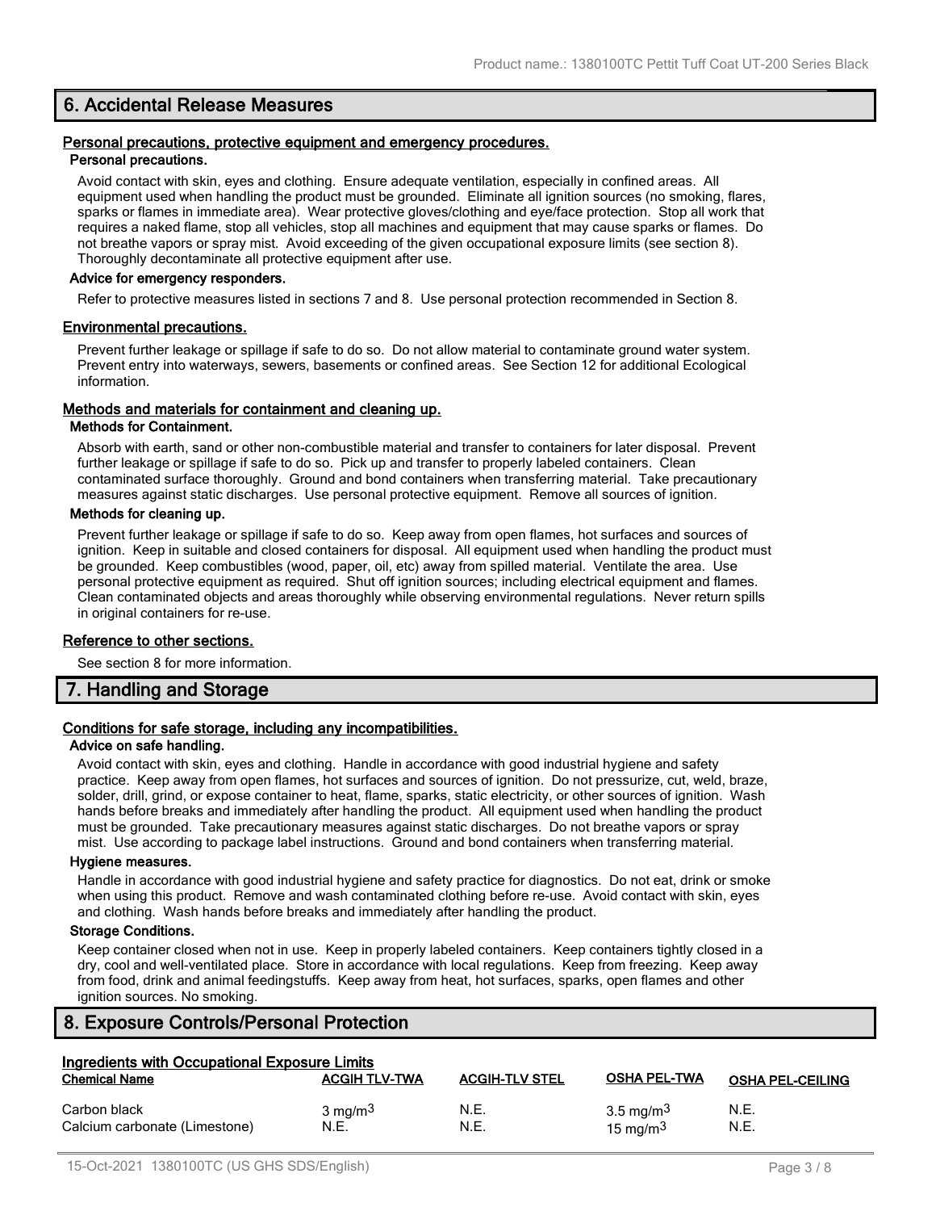## 6. Accidental Release Measures

### Personal precautions, protective equipment and emergency procedures.

#### Personal precautions.

Avoid contact with skin, eyes and clothing. Ensure adequate ventilation, especially in confined areas. All equipment used when handling the product must be grounded. Eliminate all ignition sources (no smoking, flares, sparks or flames in immediate area). Wear protective gloves/clothing and eye/face protection. Stop all work that requires a naked flame, stop all vehicles, stop all machines and equipment that may cause sparks or flames. Do not breathe vapors or spray mist. Avoid exceeding of the given occupational exposure limits (see section 8). Thoroughly decontaminate all protective equipment after use.

#### Advice for emergency responders.

Refer to protective measures listed in sections 7 and 8. Use personal protection recommended in Section 8.

### Environmental precautions.

Prevent further leakage or spillage if safe to do so. Do not allow material to contaminate ground water system. Prevent entry into waterways, sewers, basements or confined areas. See Section 12 for additional Ecological information.

### Methods and materials for containment and cleaning up.

#### Methods for Containment.

Absorb with earth, sand or other non-combustible material and transfer to containers for later disposal. Prevent further leakage or spillage if safe to do so. Pick up and transfer to properly labeled containers. Clean contaminated surface thoroughly. Ground and bond containers when transferring material. Take precautionary measures against static discharges. Use personal protective equipment. Remove all sources of ignition.

#### Methods for cleaning up.

Prevent further leakage or spillage if safe to do so. Keep away from open flames, hot surfaces and sources of ignition. Keep in suitable and closed containers for disposal. All equipment used when handling the product must be grounded. Keep combustibles (wood, paper, oil, etc) away from spilled material. Ventilate the area. Use personal protective equipment as required. Shut off ignition sources; including electrical equipment and flames. Clean contaminated objects and areas thoroughly while observing environmental regulations. Never return spills in original containers for re-use.

### Reference to other sections.

See section 8 for more information.

## 7. Handling and Storage

### Conditions for safe storage, including any incompatibilities.

#### Advice on safe handling.

Avoid contact with skin, eyes and clothing. Handle in accordance with good industrial hygiene and safety practice. Keep away from open flames, hot surfaces and sources of ignition. Do not pressurize, cut, weld, braze, solder, drill, grind, or expose container to heat, flame, sparks, static electricity, or other sources of ignition. Wash hands before breaks and immediately after handling the product. All equipment used when handling the product must be grounded. Take precautionary measures against static discharges. Do not breathe vapors or spray mist. Use according to package label instructions. Ground and bond containers when transferring material.

#### Hygiene measures.

Handle in accordance with good industrial hygiene and safety practice for diagnostics. Do not eat, drink or smoke when using this product. Remove and wash contaminated clothing before re-use. Avoid contact with skin, eyes and clothing. Wash hands before breaks and immediately after handling the product.

#### Storage Conditions.

Keep container closed when not in use. Keep in properly labeled containers. Keep containers tightly closed in a dry, cool and well-ventilated place. Store in accordance with local regulations. Keep from freezing. Keep away from food, drink and animal feedingstuffs. Keep away from heat, hot surfaces, sparks, open flames and other ignition sources. No smoking.

## 8. Exposure Controls/Personal Protection

### Ingredients with Occupational Exposure Limits

| Chemical Name | ACGIH TLV-TWA | ACGIH-TLV STEL | OSHA PEL-TWA | OSHA PEL-CEILING |
|---|---|---|---|---|
| Carbon black | 3 $mg/m^3$ | N.E. | 3.5 $mg/m^3$ | N.E. |
| Calcium carbonate (Limestone) | N.E. | N.E. | 15 $mg/m^3$ | N.E. |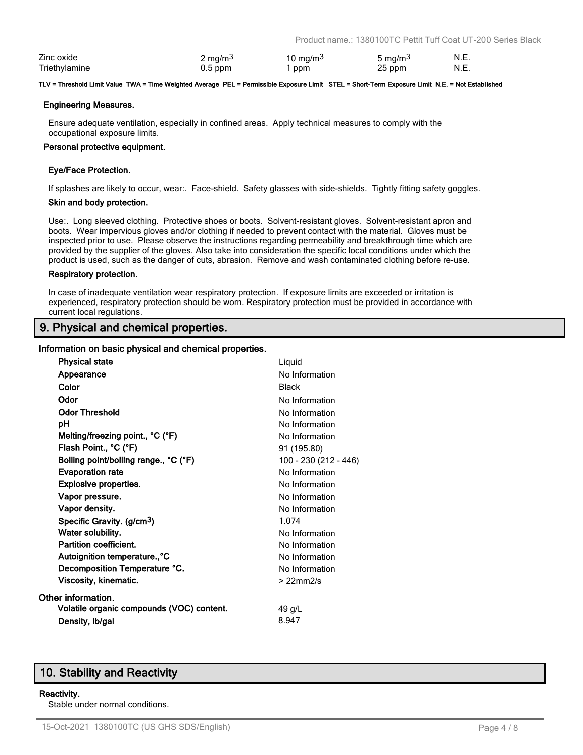| | | | | |
|---|---|---|---|---|
| Zinc oxide | 2 mg/m$^3$ | 10 mg/m$^3$ | 5 mg/m$^3$ | N.E. |
| Triethylamine | 0.5 ppm | 1 ppm | 25 ppm | N.E. |

**TLV = Threshold Limit Value TWA = Time Weighted Average PEL = Permissible Exposure Limit STEL = Short-Term Exposure Limit N.E. = Not Established**

**Engineering Measures.**

Ensure adequate ventilation, especially in confined areas. Apply technical measures to comply with the occupational exposure limits.

**Personal protective equipment.**

**Eye/Face Protection.**

If splashes are likely to occur, wear:. Face-shield. Safety glasses with side-shields. Tightly fitting safety goggles.

**Skin and body protection.**

Use:. Long sleeved clothing. Protective shoes or boots. Solvent-resistant gloves. Solvent-resistant apron and boots. Wear impervious gloves and/or clothing if needed to prevent contact with the material. Gloves must be inspected prior to use. Please observe the instructions regarding permeability and breakthrough time which are provided by the supplier of the gloves. Also take into consideration the specific local conditions under which the product is used, such as the danger of cuts, abrasion. Remove and wash contaminated clothing before re-use.

**Respiratory protection.**

In case of inadequate ventilation wear respiratory protection. If exposure limits are exceeded or irritation is experienced, respiratory protection should be worn. Respiratory protection must be provided in accordance with current local regulations.

## 9. Physical and chemical properties.

**Information on basic physical and chemical properties.**

| | |
|---|---|
| **Physical state** | Liquid |
| **Appearance** | No Information |
| **Color** | Black |
| **Odor** | No Information |
| **Odor Threshold** | No Information |
| **pH** | No Information |
| **Melting/freezing point., °C (°F)** | No Information |
| **Flash Point., °C (°F)** | 91 (195.80) |
| **Boiling point/boiling range., °C (°F)** | 100 - 230 (212 - 446) |
| **Evaporation rate** | No Information |
| **Explosive properties.** | No Information |
| **Vapor pressure.** | No Information |
| **Vapor density.** | No Information |
| **Specific Gravity. (g/cm$^3$)** | 1.074 |
| **Water solubility.** | No Information |
| **Partition coefficient.** | No Information |
| **Autoignition temperature.,°C** | No Information |
| **Decomposition Temperature °C.** | No Information |
| **Viscosity, kinematic.** | > 22mm2/s |

**Other information.**

| | |
|---|---|
| **Volatile organic compounds (VOC) content.** | 49 g/L |
| **Density, lb/gal** | 8.947 |

## 10. Stability and Reactivity

**Reactivity.**

Stable under normal conditions.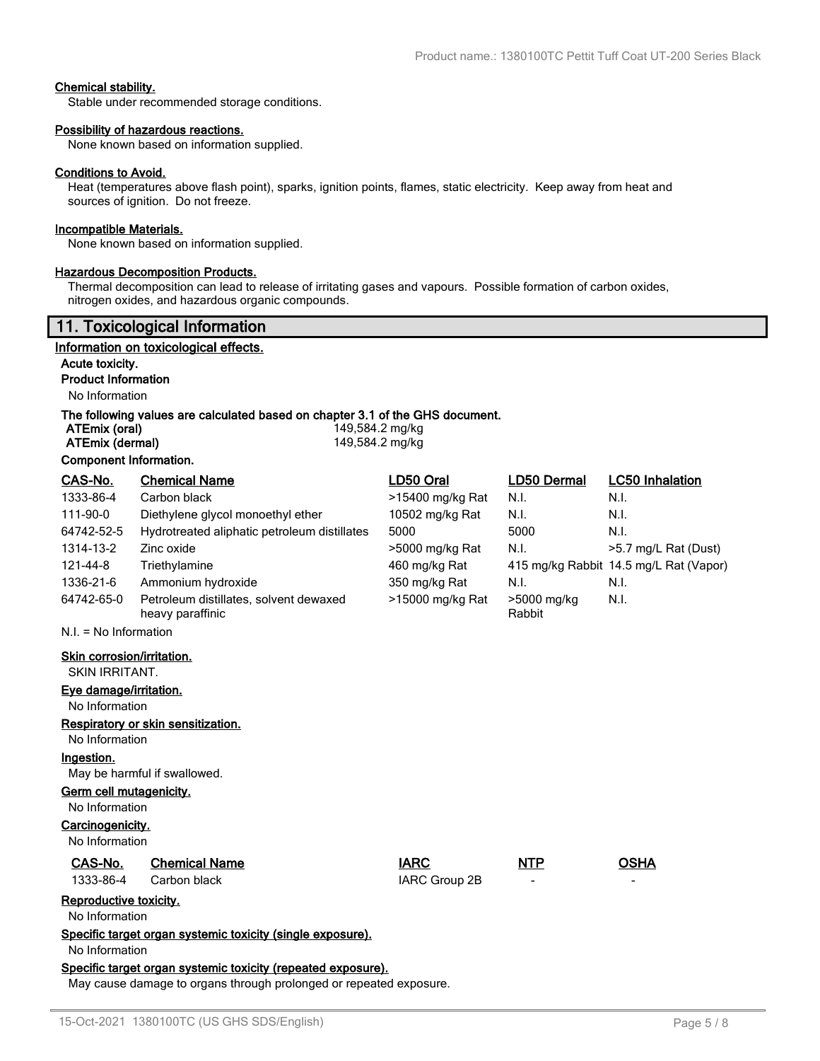**Chemical stability.**

Stable under recommended storage conditions.

**Possibility of hazardous reactions.**

None known based on information supplied.

**Conditions to Avoid.**

Heat (temperatures above flash point), sparks, ignition points, flames, static electricity. Keep away from heat and sources of ignition. Do not freeze.

**Incompatible Materials.**

None known based on information supplied.

**Hazardous Decomposition Products.**

Thermal decomposition can lead to release of irritating gases and vapours. Possible formation of carbon oxides, nitrogen oxides, and hazardous organic compounds.

## 11. Toxicological Information

**Information on toxicological effects.**

**Acute toxicity.**

**Product Information**

No Information

**The following values are calculated based on chapter 3.1 of the GHS document.**

| | |
|---|---|
| **ATEmix (oral)** | 149,584.2 mg/kg |
| **ATEmix (dermal)** | 149,584.2 mg/kg |

**Component Information.**

| CAS-No. | Chemical Name | LD50 Oral | LD50 Dermal | LC50 Inhalation |
|---|---|---|---|---|
| 1333-86-4 | Carbon black | >15400 mg/kg Rat | N.I. | N.I. |
| 111-90-0 | Diethylene glycol monoethyl ether | 10502 mg/kg Rat | N.I. | N.I. |
| 64742-52-5 | Hydrotreated aliphatic petroleum distillates | 5000 | 5000 | N.I. |
| 1314-13-2 | Zinc oxide | >5000 mg/kg Rat | N.I. | >5.7 mg/L Rat (Dust) |
| 121-44-8 | Triethylamine | 460 mg/kg Rat | 415 mg/kg Rabbit | 14.5 mg/L Rat (Vapor) |
| 1336-21-6 | Ammonium hydroxide | 350 mg/kg Rat | N.I. | N.I. |
| 64742-65-0 | Petroleum distillates, solvent dewaxed heavy paraffinic | >15000 mg/kg Rat | >5000 mg/kg Rabbit | N.I. |

N.I. = No Information

**Skin corrosion/irritation.**

SKIN IRRITANT.

**Eye damage/irritation.**

No Information

**Respiratory or skin sensitization.**

No Information

**Ingestion.**

May be harmful if swallowed.

**Germ cell mutagenicity.**

No Information

**Carcinogenicity.**

No Information

| CAS-No. | Chemical Name | IARC | NTP | OSHA |
|---|---|---|---|---|
| 1333-86-4 | Carbon black | IARC Group 2B | - | - |

**Reproductive toxicity.**

No Information

**Specific target organ systemic toxicity (single exposure).**

No Information

**Specific target organ systemic toxicity (repeated exposure).**

May cause damage to organs through prolonged or repeated exposure.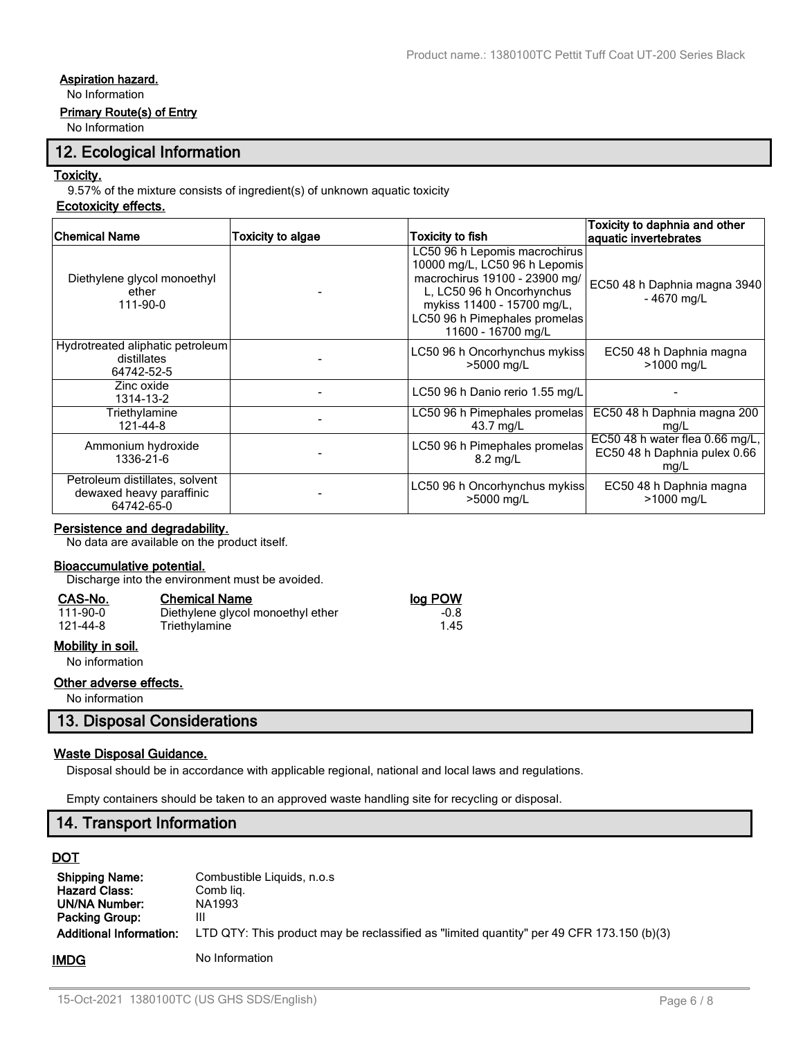**Aspiration hazard.**

No Information

**Primary Route(s) of Entry**

No Information

## 12. Ecological Information

**Toxicity.**

9.57% of the mixture consists of ingredient(s) of unknown aquatic toxicity

**Ecotoxicity effects.**

| Chemical Name | Toxicity to algae | Toxicity to fish | Toxicity to daphnia and other aquatic invertebrates |
|---|---|---|---|
| Diethylene glycol monoethyl ether<br>111-90-0 | - | LC50 96 h Lepomis macrochirus 10000 mg/L, LC50 96 h Lepomis macrochirus 19100 - 23900 mg/L, LC50 96 h Oncorhynchus mykiss 11400 - 15700 mg/L, LC50 96 h Pimephales promelas 11600 - 16700 mg/L | EC50 48 h Daphnia magna 3940 - 4670 mg/L |
| Hydrotreated aliphatic petroleum distillates<br>64742-52-5 | - | LC50 96 h Oncorhynchus mykiss >5000 mg/L | EC50 48 h Daphnia magna >1000 mg/L |
| Zinc oxide<br>1314-13-2 | - | LC50 96 h Danio rerio 1.55 mg/L | - |
| Triethylamine<br>121-44-8 | - | LC50 96 h Pimephales promelas 43.7 mg/L | EC50 48 h Daphnia magna 200 mg/L |
| Ammonium hydroxide<br>1336-21-6 | - | LC50 96 h Pimephales promelas 8.2 mg/L | EC50 48 h water flea 0.66 mg/L, EC50 48 h Daphnia pulex 0.66 mg/L |
| Petroleum distillates, solvent dewaxed heavy paraffinic<br>64742-65-0 | - | LC50 96 h Oncorhynchus mykiss >5000 mg/L | EC50 48 h Daphnia magna >1000 mg/L |

**Persistence and degradability.**

No data are available on the product itself.

**Bioaccumulative potential.**

Discharge into the environment must be avoided.

| CAS-No. | Chemical Name | log POW |
|---|---|---|
| 111-90-0 | Diethylene glycol monoethyl ether | -0.8 |
| 121-44-8 | Triethylamine | 1.45 |

**Mobility in soil.**

No information

**Other adverse effects.**

No information

## 13. Disposal Considerations

**Waste Disposal Guidance.**

Disposal should be in accordance with applicable regional, national and local laws and regulations.

Empty containers should be taken to an approved waste handling site for recycling or disposal.

## 14. Transport Information

**DOT**

**Shipping Name:** Combustible Liquids, n.o.s
**Hazard Class:** Comb liq.
**UN/NA Number:** NA1993
**Packing Group:** III
**Additional Information:** LTD QTY: This product may be reclassified as "limited quantity" per 49 CFR 173.150 (b)(3)

**IMDG** No Information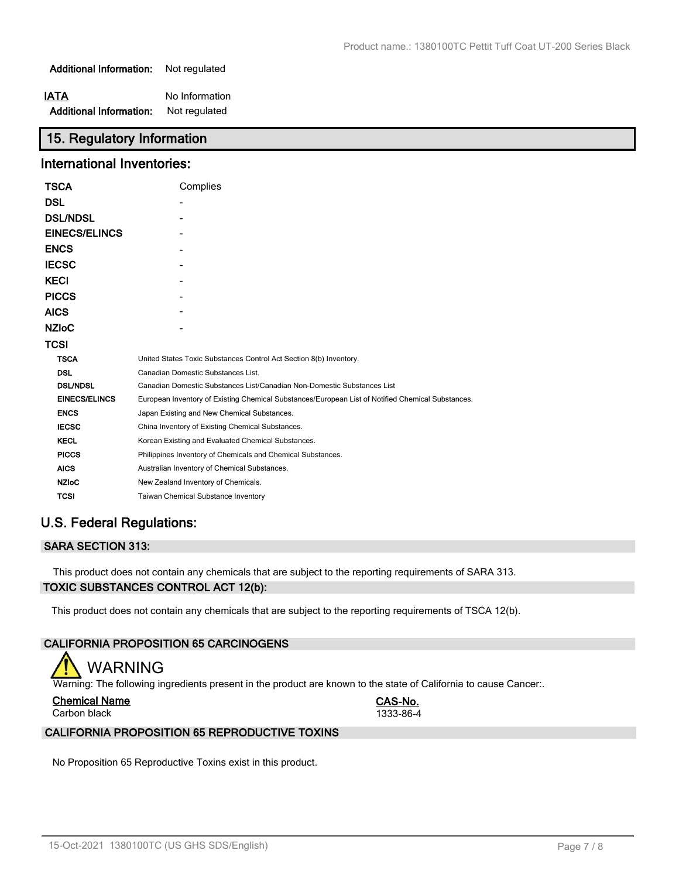**Additional Information:** Not regulated

**IATA** No Information

**Additional Information:** Not regulated

## 15. Regulatory Information

### International Inventories:

| | |
|---|---|
| **TSCA** | Complies |
| **DSL** | - |
| **DSL/NDSL** | - |
| **EINECS/ELINCS** | - |
| **ENCS** | - |
| **IECSC** | - |
| **KECI** | - |
| **PICCS** | - |
| **AICS** | - |
| **NZIoC** | - |
| **TCSI** | |

| | |
|---|---|
| **TSCA** | United States Toxic Substances Control Act Section 8(b) Inventory. |
| **DSL** | Canadian Domestic Substances List. |
| **DSL/NDSL** | Canadian Domestic Substances List/Canadian Non-Domestic Substances List |
| **EINECS/ELINCS** | European Inventory of Existing Chemical Substances/European List of Notified Chemical Substances. |
| **ENCS** | Japan Existing and New Chemical Substances. |
| **IECSC** | China Inventory of Existing Chemical Substances. |
| **KECL** | Korean Existing and Evaluated Chemical Substances. |
| **PICCS** | Philippines Inventory of Chemicals and Chemical Substances. |
| **AICS** | Australian Inventory of Chemical Substances. |
| **NZIoC** | New Zealand Inventory of Chemicals. |
| **TCSI** | Taiwan Chemical Substance Inventory |

## U.S. Federal Regulations:

### SARA SECTION 313:

This product does not contain any chemicals that are subject to the reporting requirements of SARA 313.

### TOXIC SUBSTANCES CONTROL ACT 12(b):

This product does not contain any chemicals that are subject to the reporting requirements of TSCA 12(b).

### CALIFORNIA PROPOSITION 65 CARCINOGENS

WARNING

Warning: The following ingredients present in the product are known to the state of California to cause Cancer:.

| Chemical Name | CAS-No. |
|---|---|
| Carbon black | 1333-86-4 |

### CALIFORNIA PROPOSITION 65 REPRODUCTIVE TOXINS

No Proposition 65 Reproductive Toxins exist in this product.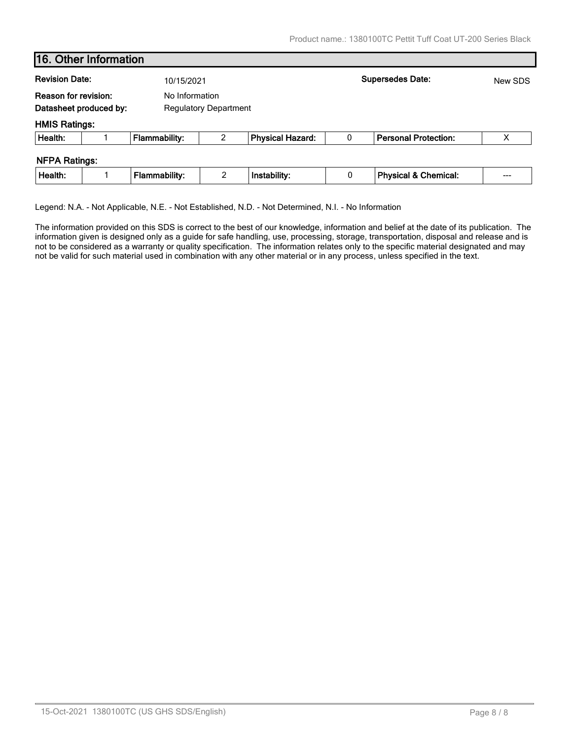## 16. Other Information

**Revision Date:** 10/15/2021 **Supersedes Date:** New SDS

**Reason for revision:** No Information

**Datasheet produced by:** Regulatory Department

**HMIS Ratings:**

| | | | | | | | |
|---|---|---|---|---|---|---|---|
| **Health:** | 1 | **Flammability:** | 2 | **Physical Hazard:** | 0 | **Personal Protection:** | X |

**NFPA Ratings:**

| | | | | | | | |
|---|---|---|---|---|---|---|---|
| **Health:** | 1 | **Flammability:** | 2 | **Instability:** | 0 | **Physical & Chemical:** | --- |

Legend: N.A. - Not Applicable, N.E. - Not Established, N.D. - Not Determined, N.I. - No Information

The information provided on this SDS is correct to the best of our knowledge, information and belief at the date of its publication. The information given is designed only as a guide for safe handling, use, processing, storage, transportation, disposal and release and is not to be considered as a warranty or quality specification. The information relates only to the specific material designated and may not be valid for such material used in combination with any other material or in any process, unless specified in the text.